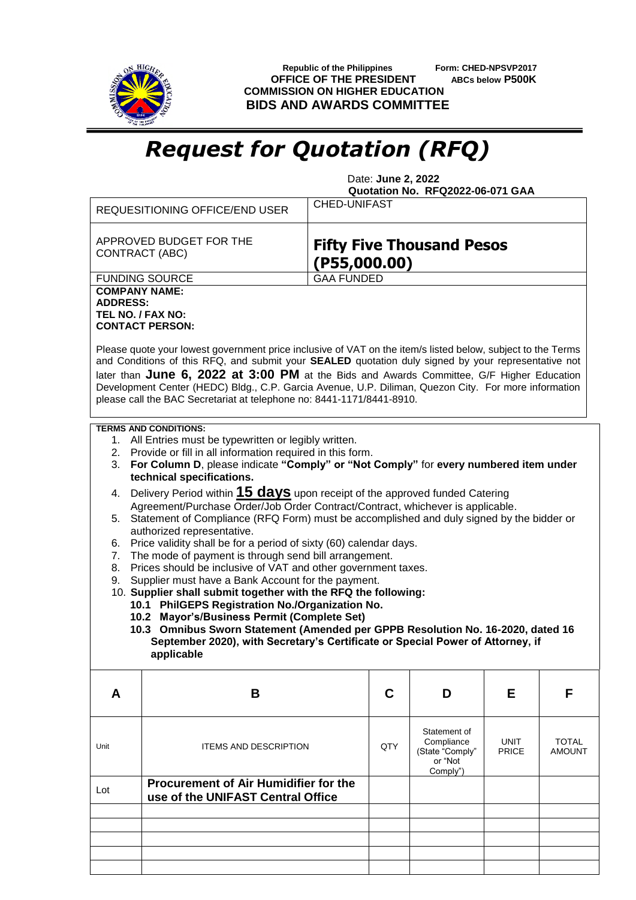Republic of the Philippines
**OFFICE OF THE PRESIDENT**
**COMMISSION ON HIGHER EDUCATION**
**BIDS AND AWARDS COMMITTEE**

**Form: CHED-NPSVP2017**
**ABCs below P500K**

# *Request for Quotation (RFQ)*

Date: **June 2, 2022**
**Quotation No. RFQ2022-06-071 GAA**

| | |
|---|---|
| REQUESITIONING OFFICE/END USER | CHED-UNIFAST |
| APPROVED BUDGET FOR THE CONTRACT (ABC) | **Fifty Five Thousand Pesos (P55,000.00)** |
| FUNDING SOURCE | GAA FUNDED |

**COMPANY NAME:**
**ADDRESS:**
**TEL NO. / FAX NO:**
**CONTACT PERSON:**

Please quote your lowest government price inclusive of VAT on the item/s listed below, subject to the Terms and Conditions of this RFQ, and submit your **SEALED** quotation duly signed by your representative not later than **June 6, 2022 at 3:00 PM** at the Bids and Awards Committee, G/F Higher Education Development Center (HEDC) Bldg., C.P. Garcia Avenue, U.P. Diliman, Quezon City. For more information please call the BAC Secretariat at telephone no: 8441-1171/8441-8910.

**TERMS AND CONDITIONS:**

1. All Entries must be typewritten or legibly written.
2. Provide or fill in all information required in this form.
3. **For Column D**, please indicate **"Comply" or "Not Comply"** for **every numbered item under technical specifications.**
4. Delivery Period within **15 days** upon receipt of the approved funded Catering Agreement/Purchase Order/Job Order Contract/Contract, whichever is applicable.
5. Statement of Compliance (RFQ Form) must be accomplished and duly signed by the bidder or authorized representative.
6. Price validity shall be for a period of sixty (60) calendar days.
7. The mode of payment is through send bill arrangement.
8. Prices should be inclusive of VAT and other government taxes.
9. Supplier must have a Bank Account for the payment.
10. **Supplier shall submit together with the RFQ the following:**
    - **10.1 PhilGEPS Registration No./Organization No.**
    - **10.2 Mayor's/Business Permit (Complete Set)**
    - **10.3 Omnibus Sworn Statement (Amended per GPPB Resolution No. 16-2020, dated 16 September 2020), with Secretary's Certificate or Special Power of Attorney, if applicable**

| A | B | C | D | E | F |
|---|---|---|---|---|---|
| Unit | ITEMS AND DESCRIPTION | QTY | Statement of Compliance (State "Comply" or "Not Comply") | UNIT PRICE | TOTAL AMOUNT |
| Lot | **Procurement of Air Humidifier for the use of the UNIFAST Central Office** | | | | |
| | | | | | |
| | | | | | |
| | | | | | |
| | | | | | |
| | | | | | |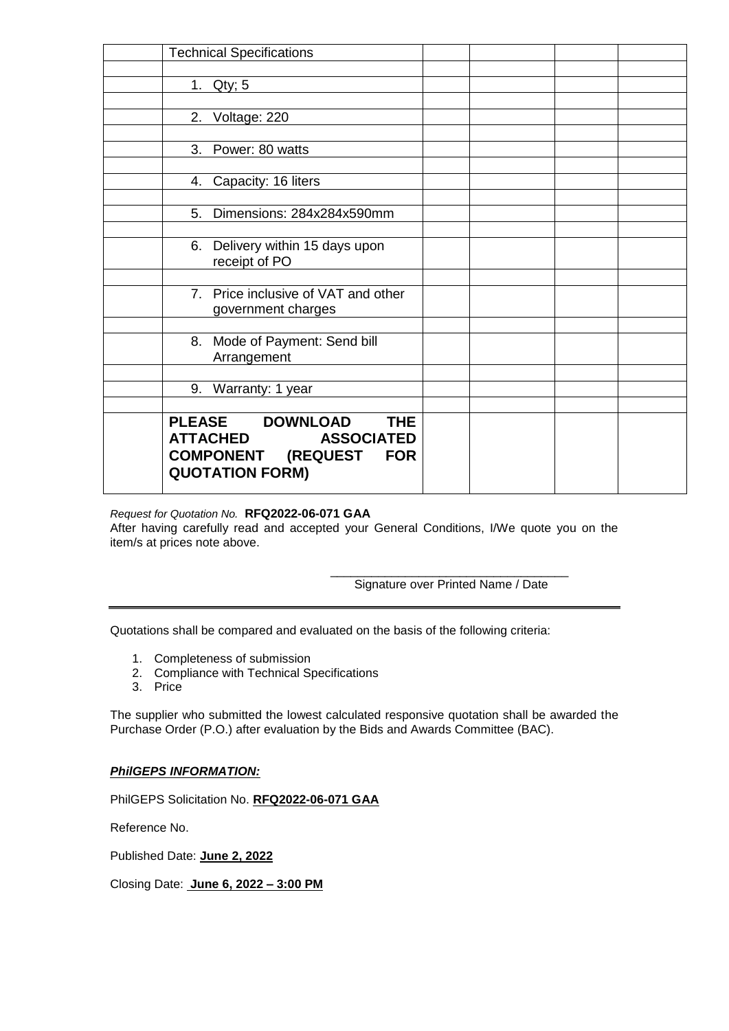| | | | | | |
|---|---|---|---|---|---|
| | Technical Specifications | | | | |
| | | | | | |
| | 1. Qty; 5 | | | | |
| | | | | | |
| | 2. Voltage: 220 | | | | |
| | | | | | |
| | 3. Power: 80 watts | | | | |
| | | | | | |
| | 4. Capacity: 16 liters | | | | |
| | | | | | |
| | 5. Dimensions: 284x284x590mm | | | | |
| | | | | | |
| | 6. Delivery within 15 days upon receipt of PO | | | | |
| | | | | | |
| | 7. Price inclusive of VAT and other government charges | | | | |
| | | | | | |
| | 8. Mode of Payment: Send bill Arrangement | | | | |
| | | | | | |
| | 9. Warranty: 1 year | | | | |
| | | | | | |
| | **PLEASE DOWNLOAD THE ATTACHED ASSOCIATED COMPONENT (REQUEST FOR QUOTATION FORM)** | | | | |

*Request for Quotation No.* **RFQ2022-06-071 GAA**

After having carefully read and accepted your General Conditions, I/We quote you on the item/s at prices note above.

\_\_\_\_\_\_\_\_\_\_\_\_\_\_\_\_\_\_\_\_\_\_\_\_\_\_\_\_\_\_\_\_\_\_\_\_

Signature over Printed Name / Date

---

Quotations shall be compared and evaluated on the basis of the following criteria:

1. Completeness of submission
2. Compliance with Technical Specifications
3. Price

The supplier who submitted the lowest calculated responsive quotation shall be awarded the Purchase Order (P.O.) after evaluation by the Bids and Awards Committee (BAC).

***PhilGEPS INFORMATION:***

PhilGEPS Solicitation No. **RFQ2022-06-071 GAA**

Reference No.

Published Date: **June 2, 2022**

Closing Date: **June 6, 2022 – 3:00 PM**